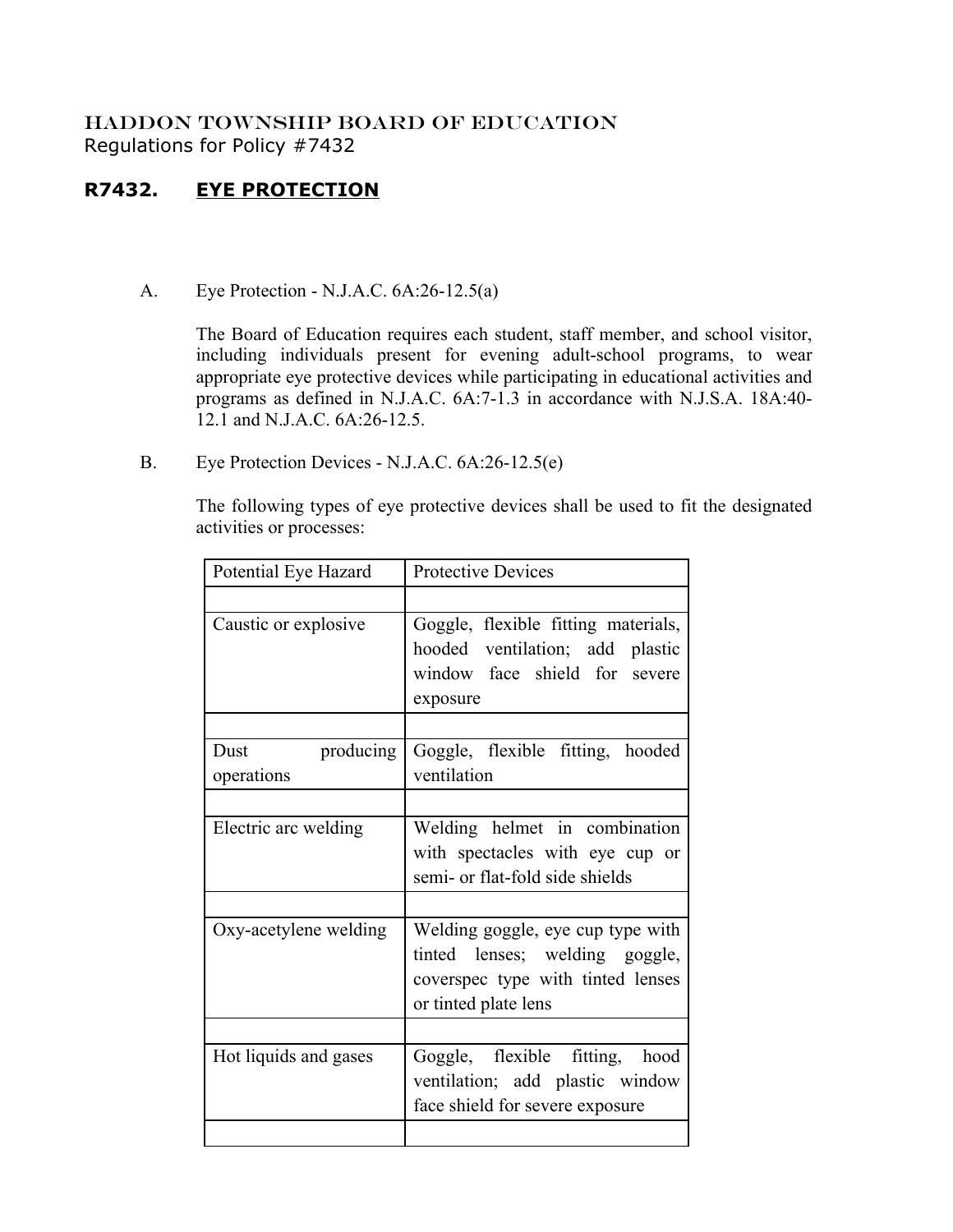HADDON TOWNSHIP BOARD OF EDUCATION
Regulations for Policy #7432

## R7432. EYE PROTECTION

A. Eye Protection - N.J.A.C. 6A:26-12.5(a)

The Board of Education requires each student, staff member, and school visitor, including individuals present for evening adult-school programs, to wear appropriate eye protective devices while participating in educational activities and programs as defined in N.J.A.C. 6A:7-1.3 in accordance with N.J.S.A. 18A:40-12.1 and N.J.A.C. 6A:26-12.5.

B. Eye Protection Devices - N.J.A.C. 6A:26-12.5(e)

The following types of eye protective devices shall be used to fit the designated activities or processes:

| Potential Eye Hazard | Protective Devices |
|---|---|
| | |
| Caustic or explosive | Goggle, flexible fitting materials, hooded ventilation; add plastic window face shield for severe exposure |
| | |
| Dust producing operations | Goggle, flexible fitting, hooded ventilation |
| | |
| Electric arc welding | Welding helmet in combination with spectacles with eye cup or semi- or flat-fold side shields |
| | |
| Oxy-acetylene welding | Welding goggle, eye cup type with tinted lenses; welding goggle, coverspec type with tinted lenses or tinted plate lens |
| | |
| Hot liquids and gases | Goggle, flexible fitting, hood ventilation; add plastic window face shield for severe exposure |
| | |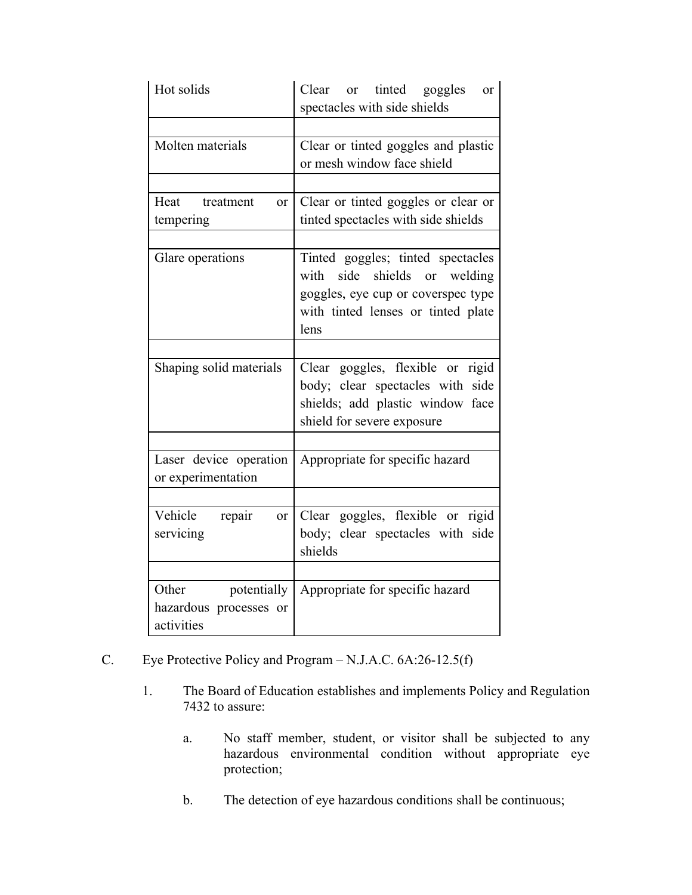| Hot solids | Clear or tinted goggles or spectacles with side shields |
|---|---|
| | |
| Molten materials | Clear or tinted goggles and plastic or mesh window face shield |
| | |
| Heat treatment or tempering | Clear or tinted goggles or clear or tinted spectacles with side shields |
| | |
| Glare operations | Tinted goggles; tinted spectacles with side shields or welding goggles, eye cup or coverspec type with tinted lenses or tinted plate lens |
| | |
| Shaping solid materials | Clear goggles, flexible or rigid body; clear spectacles with side shields; add plastic window face shield for severe exposure |
| | |
| Laser device operation or experimentation | Appropriate for specific hazard |
| | |
| Vehicle repair or servicing | Clear goggles, flexible or rigid body; clear spectacles with side shields |
| | |
| Other potentially hazardous processes or activities | Appropriate for specific hazard |

C. Eye Protective Policy and Program – N.J.A.C. 6A:26-12.5(f)

1. The Board of Education establishes and implements Policy and Regulation 7432 to assure:

   a. No staff member, student, or visitor shall be subjected to any hazardous environmental condition without appropriate eye protection;

   b. The detection of eye hazardous conditions shall be continuous;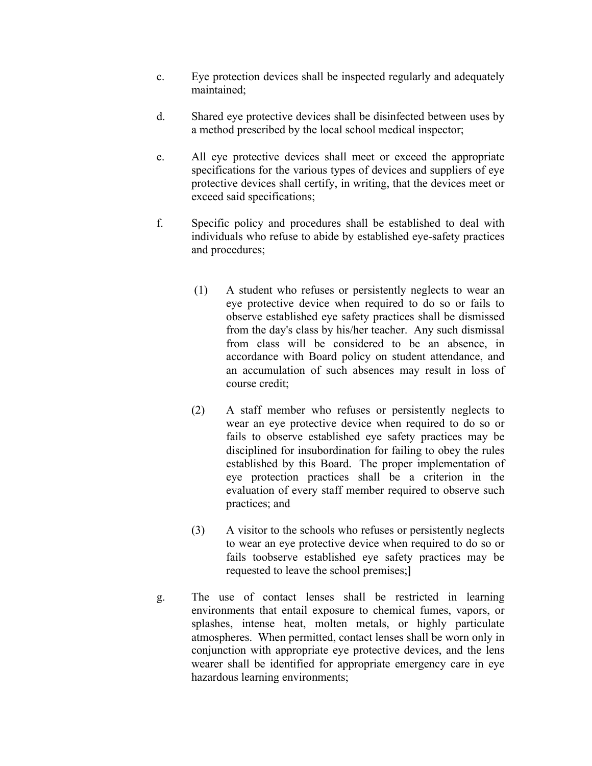c. Eye protection devices shall be inspected regularly and adequately maintained;

d. Shared eye protective devices shall be disinfected between uses by a method prescribed by the local school medical inspector;

e. All eye protective devices shall meet or exceed the appropriate specifications for the various types of devices and suppliers of eye protective devices shall certify, in writing, that the devices meet or exceed said specifications;

f. Specific policy and procedures shall be established to deal with individuals who refuse to abide by established eye-safety practices and procedures;

   (1) A student who refuses or persistently neglects to wear an eye protective device when required to do so or fails to observe established eye safety practices shall be dismissed from the day's class by his/her teacher. Any such dismissal from class will be considered to be an absence, in accordance with Board policy on student attendance, and an accumulation of such absences may result in loss of course credit;

   (2) A staff member who refuses or persistently neglects to wear an eye protective device when required to do so or fails to observe established eye safety practices may be disciplined for insubordination for failing to obey the rules established by this Board. The proper implementation of eye protection practices shall be a criterion in the evaluation of every staff member required to observe such practices; and

   (3) A visitor to the schools who refuses or persistently neglects to wear an eye protective device when required to do so or fails toobserve established eye safety practices may be requested to leave the school premises;**]**

g. The use of contact lenses shall be restricted in learning environments that entail exposure to chemical fumes, vapors, or splashes, intense heat, molten metals, or highly particulate atmospheres. When permitted, contact lenses shall be worn only in conjunction with appropriate eye protective devices, and the lens wearer shall be identified for appropriate emergency care in eye hazardous learning environments;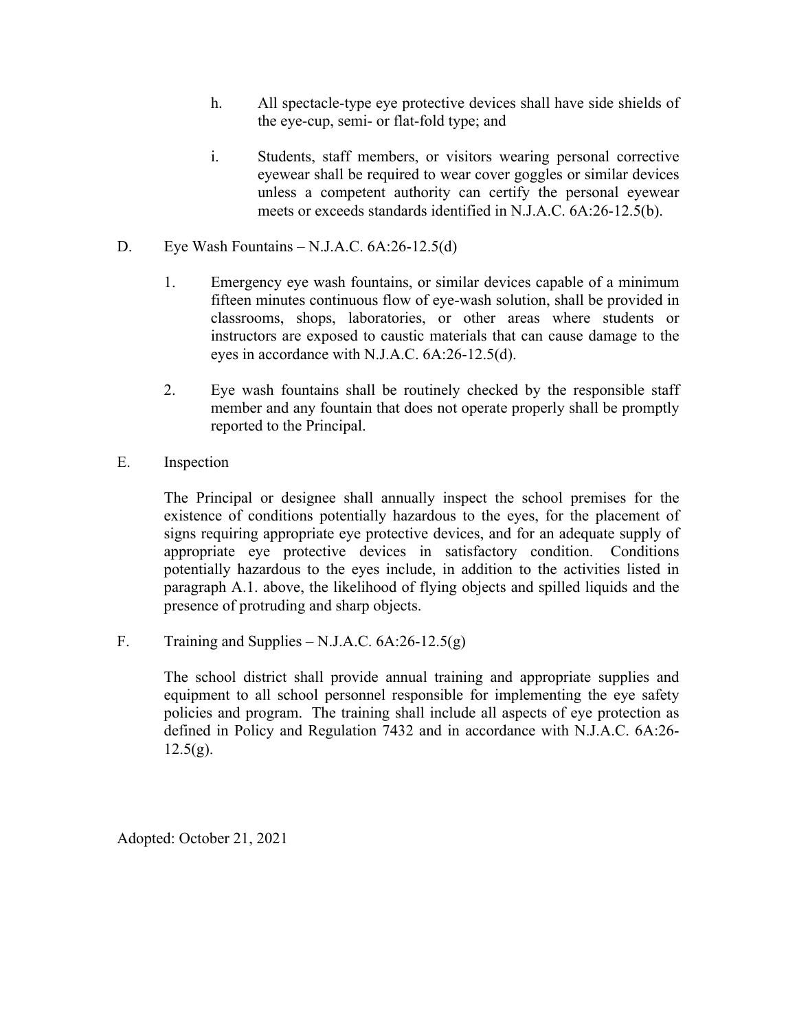h. All spectacle-type eye protective devices shall have side shields of the eye-cup, semi- or flat-fold type; and

i. Students, staff members, or visitors wearing personal corrective eyewear shall be required to wear cover goggles or similar devices unless a competent authority can certify the personal eyewear meets or exceeds standards identified in N.J.A.C. 6A:26-12.5(b).

D. Eye Wash Fountains – N.J.A.C. 6A:26-12.5(d)

1. Emergency eye wash fountains, or similar devices capable of a minimum fifteen minutes continuous flow of eye-wash solution, shall be provided in classrooms, shops, laboratories, or other areas where students or instructors are exposed to caustic materials that can cause damage to the eyes in accordance with N.J.A.C. 6A:26-12.5(d).

2. Eye wash fountains shall be routinely checked by the responsible staff member and any fountain that does not operate properly shall be promptly reported to the Principal.

E. Inspection

The Principal or designee shall annually inspect the school premises for the existence of conditions potentially hazardous to the eyes, for the placement of signs requiring appropriate eye protective devices, and for an adequate supply of appropriate eye protective devices in satisfactory condition. Conditions potentially hazardous to the eyes include, in addition to the activities listed in paragraph A.1. above, the likelihood of flying objects and spilled liquids and the presence of protruding and sharp objects.

F. Training and Supplies – N.J.A.C. 6A:26-12.5(g)

The school district shall provide annual training and appropriate supplies and equipment to all school personnel responsible for implementing the eye safety policies and program. The training shall include all aspects of eye protection as defined in Policy and Regulation 7432 and in accordance with N.J.A.C. 6A:26-12.5(g).

Adopted: October 21, 2021